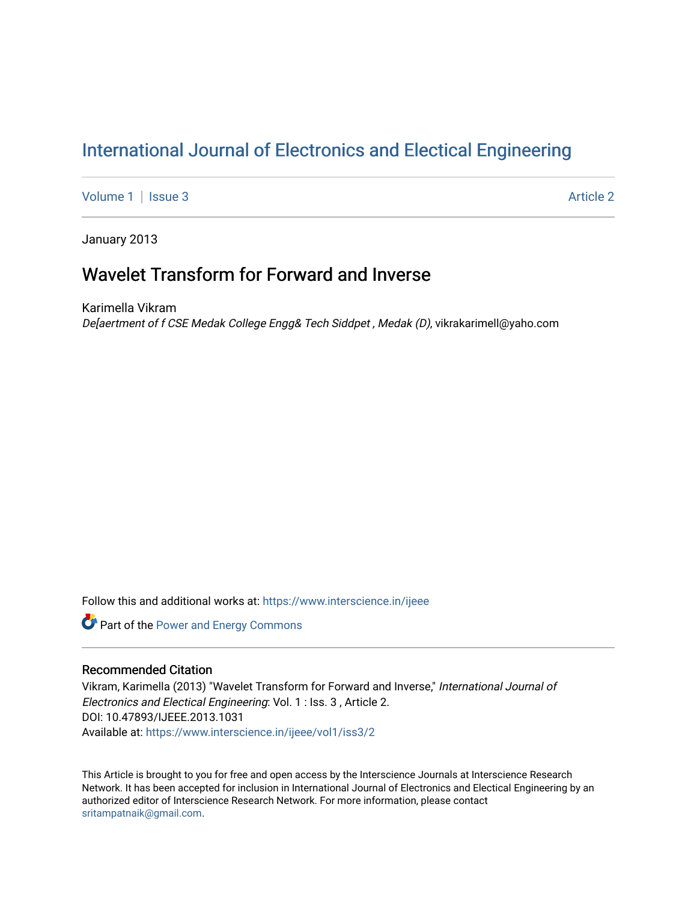# International Journal of Electronics and Electical Engineering

Volume 1 | Issue 3 Article 2

January 2013

## Wavelet Transform for Forward and Inverse

Karimella Vikram

*De[aertment of f CSE Medak College Engg& Tech Siddpet , Medak (D)*, vikrakarimell@yaho.com

Follow this and additional works at: https://www.interscience.in/ijeee

Part of the Power and Energy Commons

### Recommended Citation

Vikram, Karimella (2013) "Wavelet Transform for Forward and Inverse," *International Journal of Electronics and Electical Engineering*: Vol. 1 : Iss. 3 , Article 2.
DOI: 10.47893/IJEEE.2013.1031
Available at: https://www.interscience.in/ijeee/vol1/iss3/2

This Article is brought to you for free and open access by the Interscience Journals at Interscience Research Network. It has been accepted for inclusion in International Journal of Electronics and Electical Engineering by an authorized editor of Interscience Research Network. For more information, please contact sritampatnaik@gmail.com.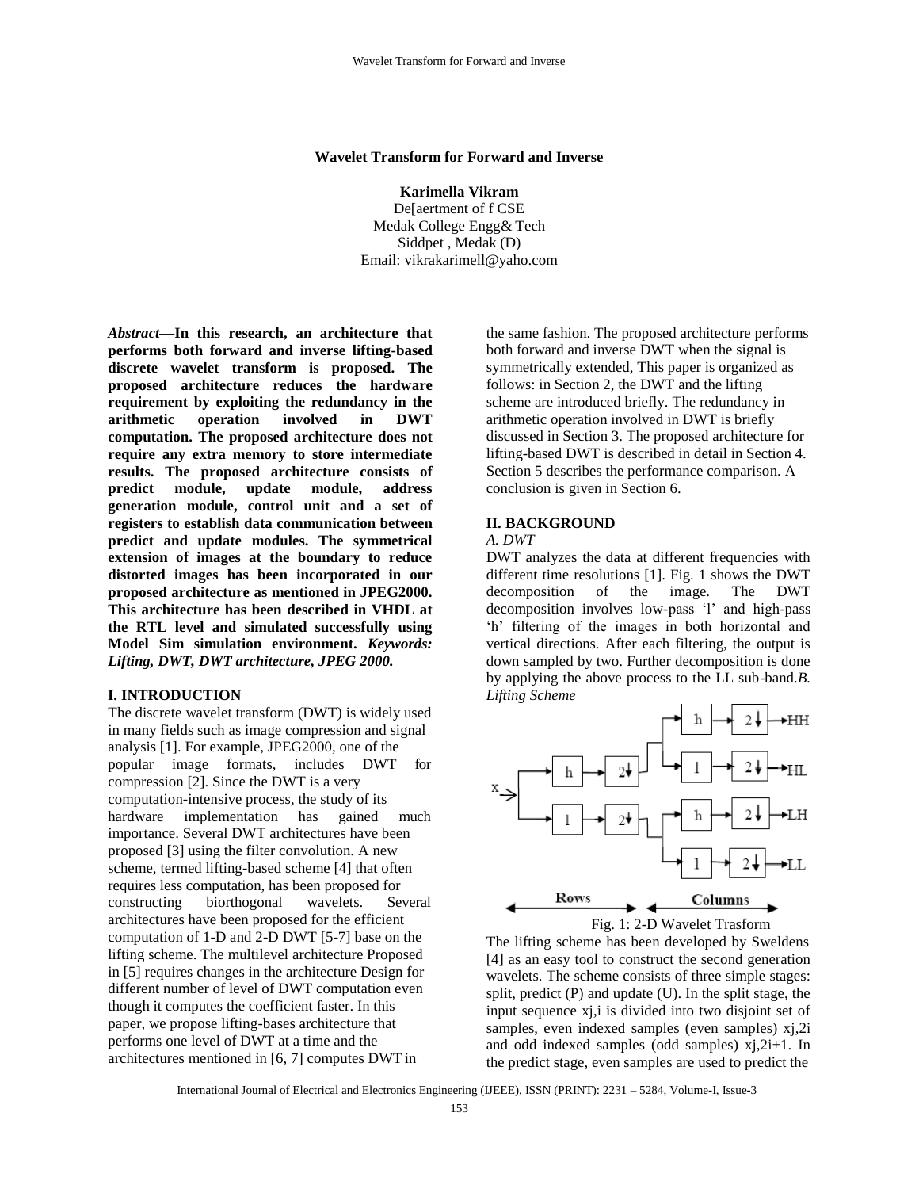**Wavelet Transform for Forward and Inverse**

**Karimella Vikram**
De[aertment of f CSE
Medak College Engg& Tech
Siddpet , Medak (D)
Email: vikrakarimell@yaho.com

***Abstract*—In this research, an architecture that performs both forward and inverse lifting-based discrete wavelet transform is proposed. The proposed architecture reduces the hardware requirement by exploiting the redundancy in the arithmetic operation involved in DWT computation. The proposed architecture does not require any extra memory to store intermediate results. The proposed architecture consists of predict module, update module, address generation module, control unit and a set of registers to establish data communication between predict and update modules. The symmetrical extension of images at the boundary to reduce distorted images has been incorporated in our proposed architecture as mentioned in JPEG2000. This architecture has been described in VHDL at the RTL level and simulated successfully using Model Sim simulation environment. *Keywords: Lifting, DWT, DWT architecture, JPEG 2000.***

## I. INTRODUCTION

The discrete wavelet transform (DWT) is widely used in many fields such as image compression and signal analysis [1]. For example, JPEG2000, one of the popular image formats, includes DWT for compression [2]. Since the DWT is a very computation-intensive process, the study of its hardware implementation has gained much importance. Several DWT architectures have been proposed [3] using the filter convolution. A new scheme, termed lifting-based scheme [4] that often requires less computation, has been proposed for constructing biorthogonal wavelets. Several architectures have been proposed for the efficient computation of 1-D and 2-D DWT [5-7] base on the lifting scheme. The multilevel architecture Proposed in [5] requires changes in the architecture Design for different number of level of DWT computation even though it computes the coefficient faster. In this paper, we propose lifting-bases architecture that performs one level of DWT at a time and the architectures mentioned in [6, 7] computes DWT in the same fashion. The proposed architecture performs both forward and inverse DWT when the signal is symmetrically extended, This paper is organized as follows: in Section 2, the DWT and the lifting scheme are introduced briefly. The redundancy in arithmetic operation involved in DWT is briefly discussed in Section 3. The proposed architecture for lifting-based DWT is described in detail in Section 4. Section 5 describes the performance comparison. A conclusion is given in Section 6.

## II. BACKGROUND

### *A. DWT*

DWT analyzes the data at different frequencies with different time resolutions [1]. Fig. 1 shows the DWT decomposition of the image. The DWT decomposition involves low-pass 'l' and high-pass 'h' filtering of the images in both horizontal and vertical directions. After each filtering, the output is down sampled by two. Further decomposition is done by applying the above process to the LL sub-band.

### *B. Lifting Scheme*

Fig. 1: 2-D Wavelet Trasform

The lifting scheme has been developed by Sweldens [4] as an easy tool to construct the second generation wavelets. The scheme consists of three simple stages: split, predict (P) and update (U). In the split stage, the input sequence $x_{j,i}$ is divided into two disjoint set of samples, even indexed samples (even samples) $x_{j,2i}$ and odd indexed samples (odd samples) $x_{j,2i+1}$. In the predict stage, even samples are used to predict the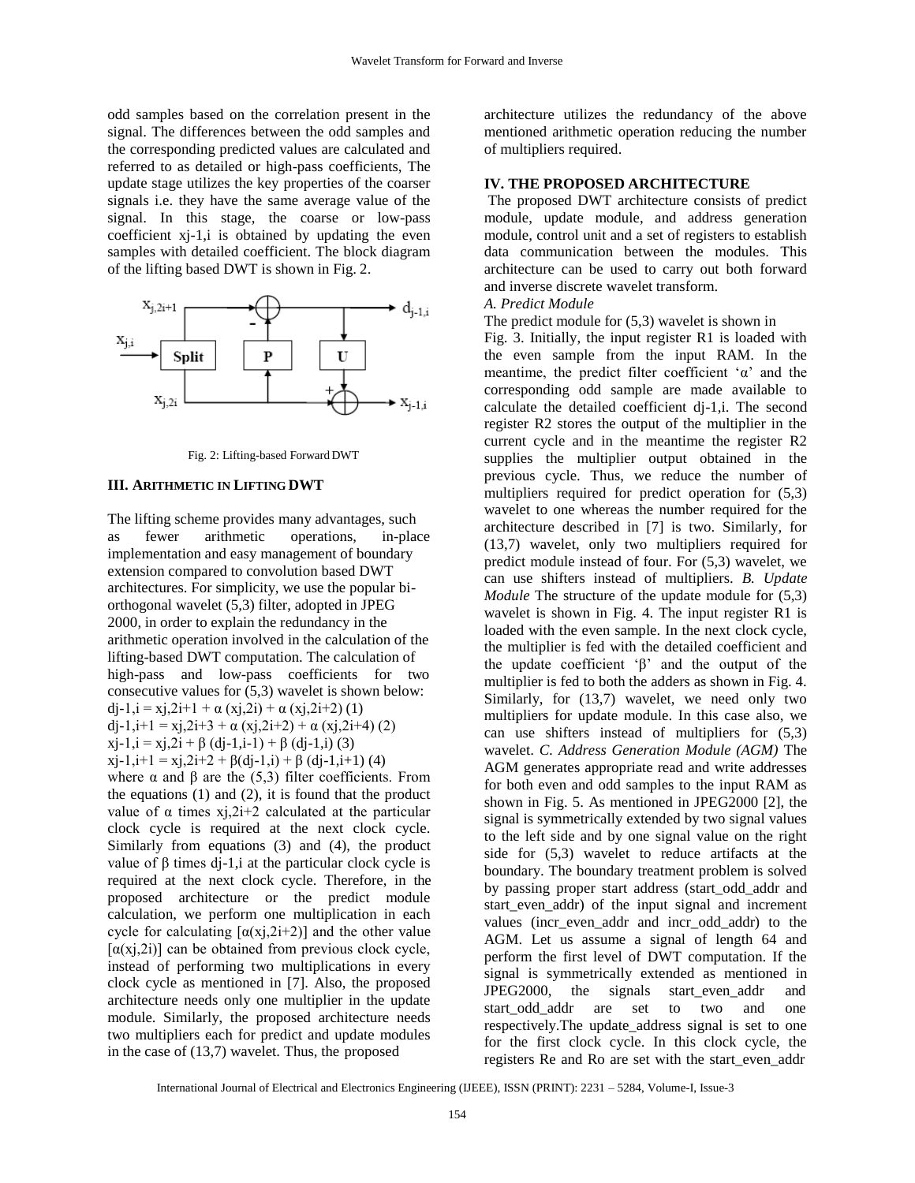odd samples based on the correlation present in the signal. The differences between the odd samples and the corresponding predicted values are calculated and referred to as detailed or high-pass coefficients, The update stage utilizes the key properties of the coarser signals i.e. they have the same average value of the signal. In this stage, the coarse or low-pass coefficient $x_{j-1,i}$ is obtained by updating the even samples with detailed coefficient. The block diagram of the lifting based DWT is shown in Fig. 2.

Fig. 2: Lifting-based Forward DWT

### III. ARITHMETIC IN LIFTING DWT

The lifting scheme provides many advantages, such as fewer arithmetic operations, in-place implementation and easy management of boundary extension compared to convolution based DWT architectures. For simplicity, we use the popular bi-orthogonal wavelet (5,3) filter, adopted in JPEG 2000, in order to explain the redundancy in the arithmetic operation involved in the calculation of the lifting-based DWT computation. The calculation of high-pass and low-pass coefficients for two consecutive values for (5,3) wavelet is shown below:

$d_{j-1,i} = x_{j,2i+1} + \alpha\,(x_{j,2i}) + \alpha\,(x_{j,2i+2})$ (1)

$d_{j-1,i+1} = x_{j,2i+3} + \alpha\,(x_{j,2i+2}) + \alpha\,(x_{j,2i+4})$ (2)

$x_{j-1,i} = x_{j,2i} + \beta\,(d_{j-1,i-1}) + \beta\,(d_{j-1,i})$ (3)

$x_{j-1,i+1} = x_{j,2i+2} + \beta(d_{j-1,i}) + \beta\,(d_{j-1,i+1})$ (4)

where α and β are the (5,3) filter coefficients. From the equations (1) and (2), it is found that the product value of α times $x_{j,2i+2}$ calculated at the particular clock cycle is required at the next clock cycle. Similarly from equations (3) and (4), the product value of β times $d_{j-1,i}$ at the particular clock cycle is required at the next clock cycle. Therefore, in the proposed architecture or the predict module calculation, we perform one multiplication in each cycle for calculating $[\alpha(x_{j,2i+2})]$ and the other value $[\alpha(x_{j,2i})]$ can be obtained from previous clock cycle, instead of performing two multiplications in every clock cycle as mentioned in [7]. Also, the proposed architecture needs only one multiplier in the update module. Similarly, the proposed architecture needs two multipliers each for predict and update modules in the case of (13,7) wavelet. Thus, the proposed architecture utilizes the redundancy of the above mentioned arithmetic operation reducing the number of multipliers required.

### IV. THE PROPOSED ARCHITECTURE

The proposed DWT architecture consists of predict module, update module, and address generation module, control unit and a set of registers to establish data communication between the modules. This architecture can be used to carry out both forward and inverse discrete wavelet transform.

*A. Predict Module*

The predict module for (5,3) wavelet is shown in Fig. 3. Initially, the input register R1 is loaded with the even sample from the input RAM. In the meantime, the predict filter coefficient 'α' and the corresponding odd sample are made available to calculate the detailed coefficient $d_{j-1,i}$. The second register R2 stores the output of the multiplier in the current cycle and in the meantime the register R2 supplies the multiplier output obtained in the previous cycle. Thus, we reduce the number of multipliers required for predict operation for (5,3) wavelet to one whereas the number required for the architecture described in [7] is two. Similarly, for (13,7) wavelet, only two multipliers required for predict module instead of four. For (5,3) wavelet, we can use shifters instead of multipliers. *B. Update Module* The structure of the update module for (5,3) wavelet is shown in Fig. 4. The input register R1 is loaded with the even sample. In the next clock cycle, the multiplier is fed with the detailed coefficient and the update coefficient 'β' and the output of the multiplier is fed to both the adders as shown in Fig. 4. Similarly, for (13,7) wavelet, we need only two multipliers for update module. In this case also, we can use shifters instead of multipliers for (5,3) wavelet. *C. Address Generation Module (AGM)* The AGM generates appropriate read and write addresses for both even and odd samples to the input RAM as shown in Fig. 5. As mentioned in JPEG2000 [2], the signal is symmetrically extended by two signal values to the left side and by one signal value on the right side for (5,3) wavelet to reduce artifacts at the boundary. The boundary treatment problem is solved by passing proper start address (start_odd_addr and start_even_addr) of the input signal and increment values (incr_even_addr and incr_odd_addr) to the AGM. Let us assume a signal of length 64 and perform the first level of DWT computation. If the signal is symmetrically extended as mentioned in JPEG2000, the signals start_even_addr and start_odd_addr are set to two and one respectively.The update_address signal is set to one for the first clock cycle. In this clock cycle, the registers Re and Ro are set with the start_even_addr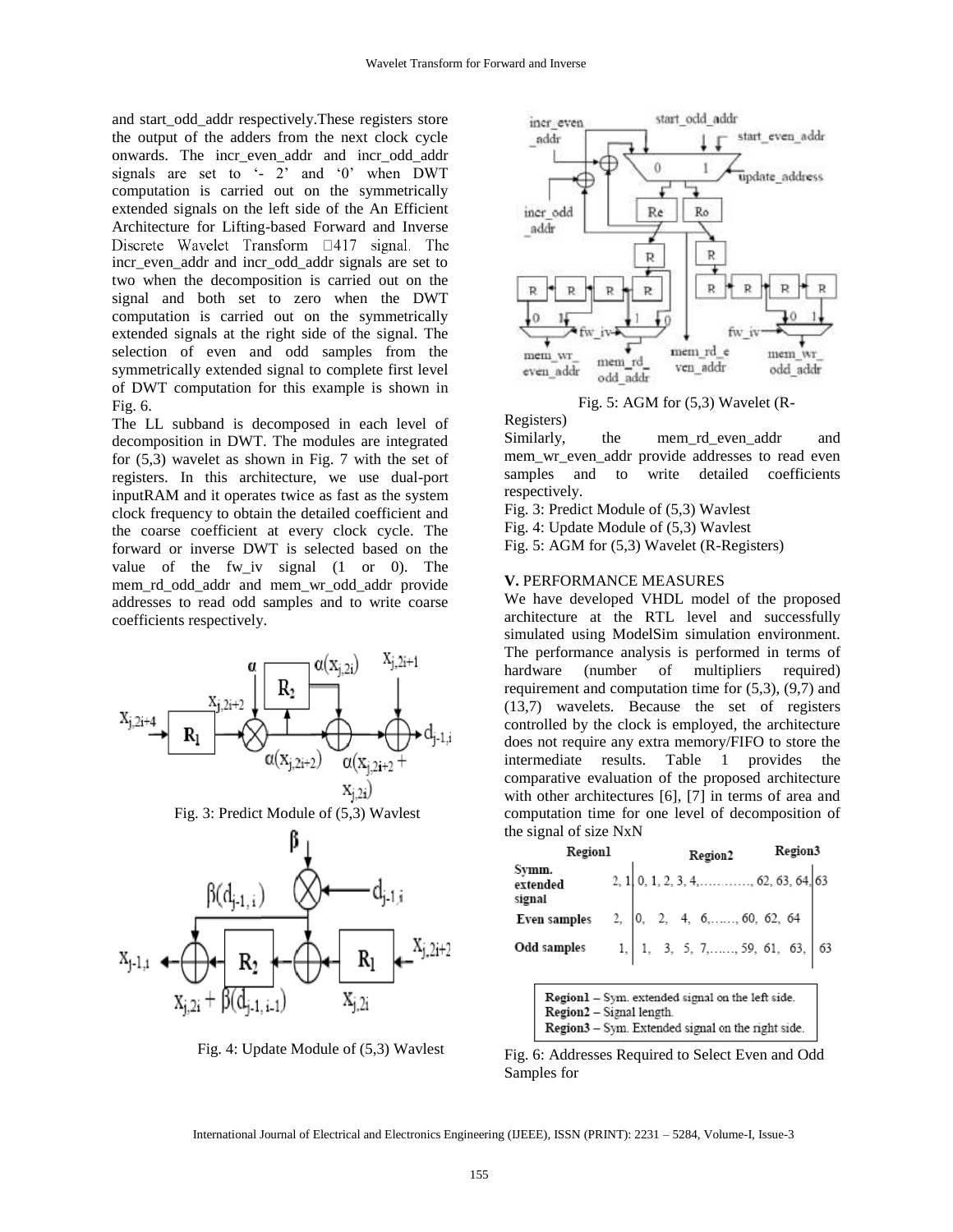and start_odd_addr respectively.These registers store the output of the adders from the next clock cycle onwards. The incr_even_addr and incr_odd_addr signals are set to '- 2' and '0' when DWT computation is carried out on the symmetrically extended signals on the left side of the An Efficient Architecture for Lifting-based Forward and Inverse Discrete Wavelet Transform 417 signal. The incr_even_addr and incr_odd_addr signals are set to two when the decomposition is carried out on the signal and both set to zero when the DWT computation is carried out on the symmetrically extended signals at the right side of the signal. The selection of even and odd samples from the symmetrically extended signal to complete first level of DWT computation for this example is shown in Fig. 6.

The LL subband is decomposed in each level of decomposition in DWT. The modules are integrated for (5,3) wavelet as shown in Fig. 7 with the set of registers. In this architecture, we use dual-port inputRAM and it operates twice as fast as the system clock frequency to obtain the detailed coefficient and the coarse coefficient at every clock cycle. The forward or inverse DWT is selected based on the value of the fw_iv signal (1 or 0). The mem_rd_odd_addr and mem_wr_odd_addr provide addresses to read odd samples and to write coarse coefficients respectively.

Fig. 3: Predict Module of (5,3) Wavlest

Fig. 4: Update Module of (5,3) Wavlest

Fig. 5: AGM for (5,3) Wavelet (R-Registers)

Similarly, the mem_rd_even_addr and mem_wr_even_addr provide addresses to read even samples and to write detailed coefficients respectively.

Fig. 3: Predict Module of (5,3) Wavlest

Fig. 4: Update Module of (5,3) Wavlest

Fig. 5: AGM for (5,3) Wavelet (R-Registers)

## V. PERFORMANCE MEASURES

We have developed VHDL model of the proposed architecture at the RTL level and successfully simulated using ModelSim simulation environment. The performance analysis is performed in terms of hardware (number of multipliers required) requirement and computation time for (5,3), (9,7) and (13,7) wavelets. Because the set of registers controlled by the clock is employed, the architecture does not require any extra memory/FIFO to store the intermediate results. Table 1 provides the comparative evaluation of the proposed architecture with other architectures [6], [7] in terms of area and computation time for one level of decomposition of the signal of size NxN

| | Region1 | Region2 | Region3 |
|---|---|---|---|
| Symm. extended signal | 2, 1 | 0, 1, 2, 3, 4,…………, 62, 63, 64, | 63 |
| Even samples | 2, | 0, 2, 4,……, 60, 62, 64 | |
| Odd samples | 1, | 1, 3, 5, 7,……, 59, 61, 63, | 63 |

**Region1** – Sym. extended signal on the left side.
**Region2** – Signal length.
**Region3** – Sym. Extended signal on the right side.

Fig. 6: Addresses Required to Select Even and Odd Samples for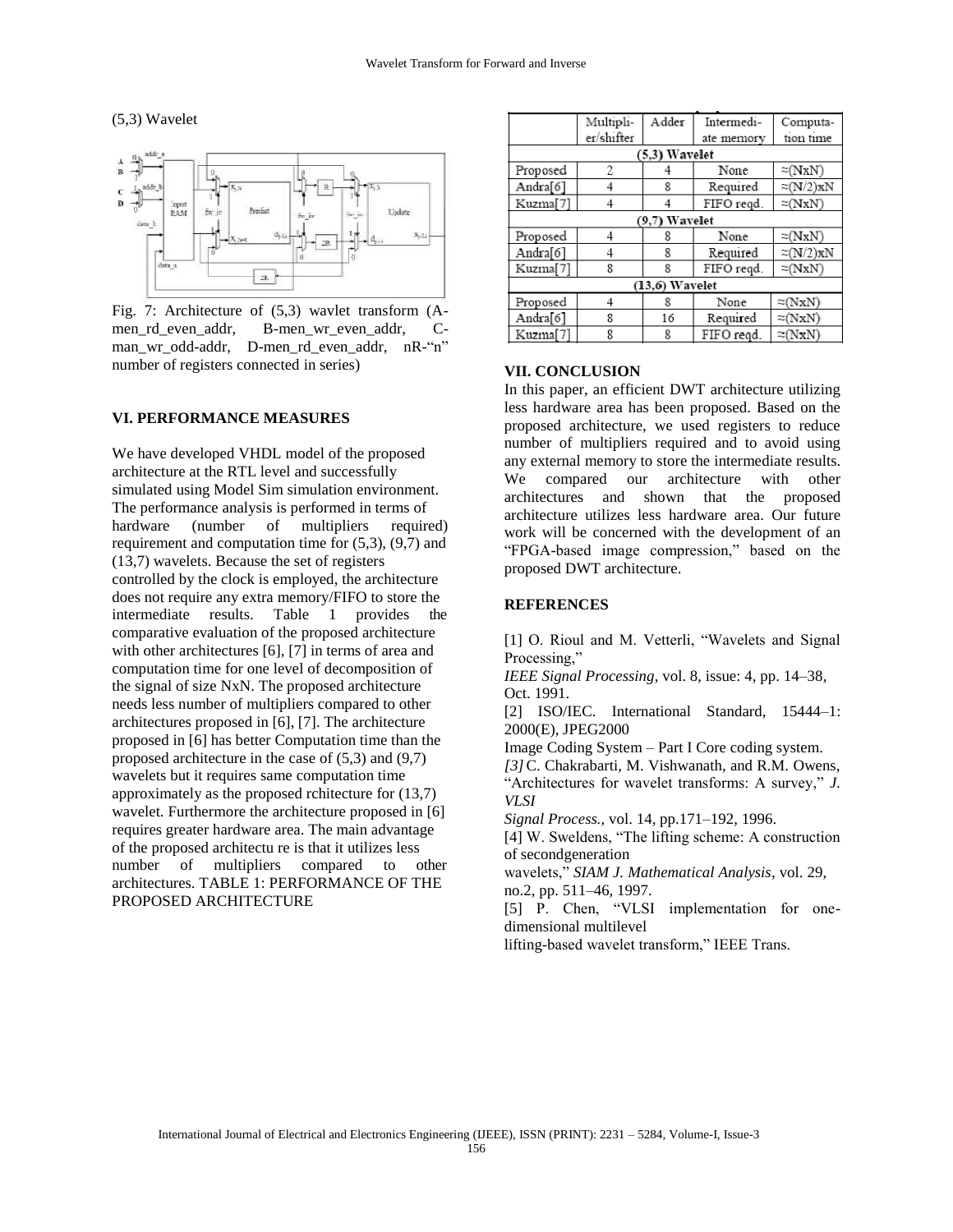(5,3) Wavelet

Fig. 7: Architecture of (5,3) wavlet transform (A-men_rd_even_addr, B-men_wr_even_addr, C-man_wr_odd-addr, D-men_rd_even_addr, nR-"n" number of registers connected in series)

### VI. PERFORMANCE MEASURES

We have developed VHDL model of the proposed architecture at the RTL level and successfully simulated using Model Sim simulation environment. The performance analysis is performed in terms of hardware (number of multipliers required) requirement and computation time for (5,3), (9,7) and (13,7) wavelets. Because the set of registers controlled by the clock is employed, the architecture does not require any extra memory/FIFO to store the intermediate results. Table 1 provides the comparative evaluation of the proposed architecture with other architectures [6], [7] in terms of area and computation time for one level of decomposition of the signal of size NxN. The proposed architecture needs less number of multipliers compared to other architectures proposed in [6], [7]. The architecture proposed in [6] has better Computation time than the proposed architecture in the case of (5,3) and (9,7) wavelets but it requires same computation time approximately as the proposed rchitecture for (13,7) wavelet. Furthermore the architecture proposed in [6] requires greater hardware area. The main advantage of the proposed architectu re is that it utilizes less number of multipliers compared to other architectures. TABLE 1: PERFORMANCE OF THE PROPOSED ARCHITECTURE

| | Multiplier/shifter | Adder | Intermediate memory | Computation time |
|---|---|---|---|---|
| (5,3) Wavelet | | | | |
| Proposed | 2 | 4 | None | $\approx$(NxN) |
| Andra[6] | 4 | 8 | Required | $\approx$(N/2)xN |
| Kuzma[7] | 4 | 4 | FIFO reqd. | $\approx$(NxN) |
| (9,7) Wavelet | | | | |
| Proposed | 4 | 8 | None | $\approx$(NxN) |
| Andra[6] | 4 | 8 | Required | $\approx$(N/2)xN |
| Kuzma[7] | 8 | 8 | FIFO reqd. | $\approx$(NxN) |
| (13,6) Wavelet | | | | |
| Proposed | 4 | 8 | None | $\approx$(NxN) |
| Andra[6] | 8 | 16 | Required | $\approx$(NxN) |
| Kuzma[7] | 8 | 8 | FIFO reqd. | $\approx$(NxN) |

### VII. CONCLUSION

In this paper, an efficient DWT architecture utilizing less hardware area has been proposed. Based on the proposed architecture, we used registers to reduce number of multipliers required and to avoid using any external memory to store the intermediate results. We compared our architecture with other architectures and shown that the proposed architecture utilizes less hardware area. Our future work will be concerned with the development of an "FPGA-based image compression," based on the proposed DWT architecture.

### REFERENCES

[1] O. Rioul and M. Vetterli, "Wavelets and Signal Processing," *IEEE Signal Processing*, vol. 8, issue: 4, pp. 14–38, Oct. 1991.

[2] ISO/IEC. International Standard, 15444–1: 2000(E), JPEG2000 Image Coding System – Part I Core coding system.

*[3]* C. Chakrabarti, M. Vishwanath, and R.M. Owens, "Architectures for wavelet transforms: A survey," *J. VLSI Signal Process.*, vol. 14, pp.171–192, 1996.

[4] W. Sweldens, "The lifting scheme: A construction of secondgeneration wavelets," *SIAM J. Mathematical Analysis*, vol. 29, no.2, pp. 511–46, 1997.

[5] P. Chen, "VLSI implementation for one-dimensional multilevel lifting-based wavelet transform," IEEE Trans.